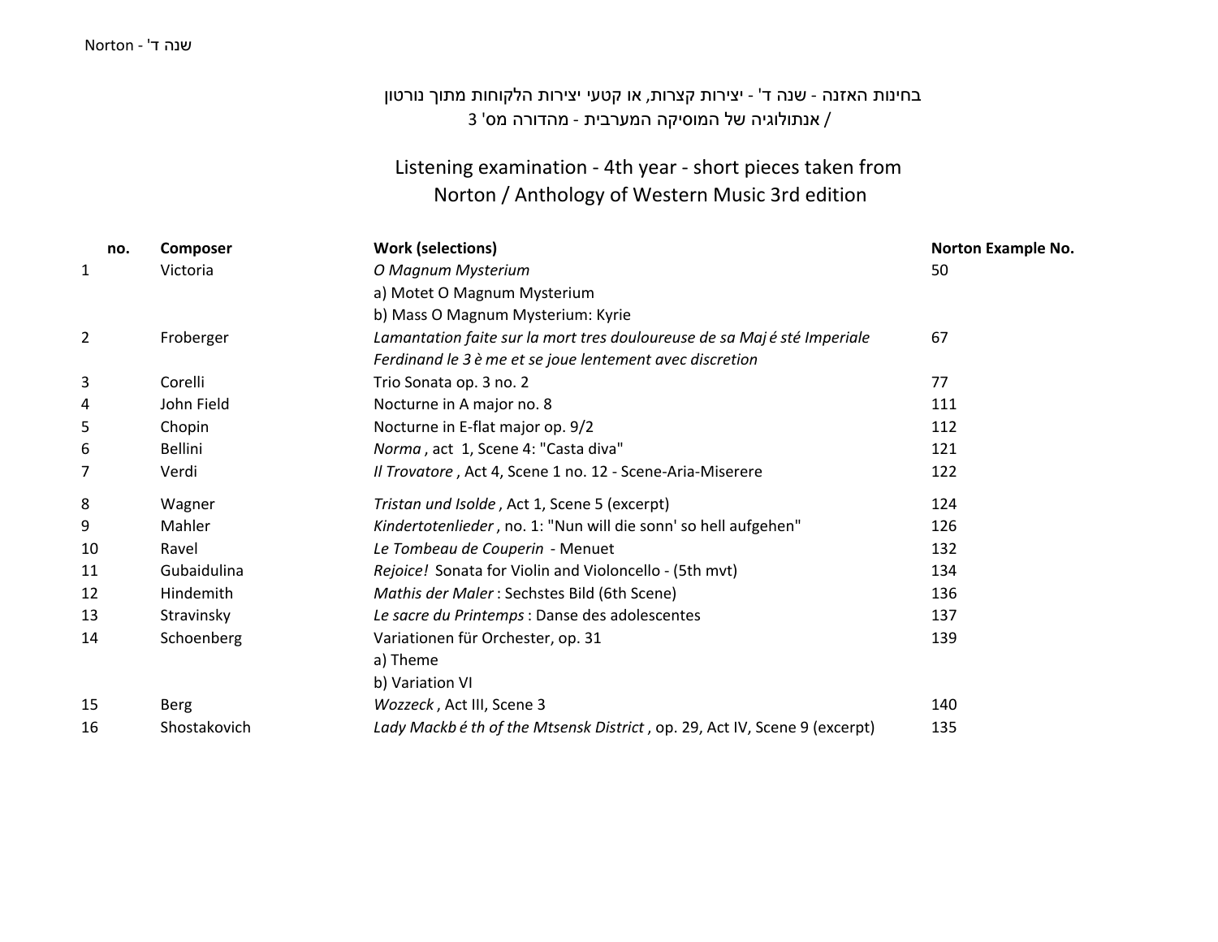בחינות האזנה - שנה ד' - יצירות קצרות, או קטעי יצירות הלקוחות מתוך נורטון / אנתולוגיה של המוסיקה המערבית - מהדורה מס' 3

# Listening examination - 4th year - short pieces taken from Norton / Anthology of Western Music 3rd edition

| no. | Composer | Work (selections) | Norton Example No. |
|---|---|---|---|
| 1 | Victoria | *O Magnum Mysterium* | 50 |
| | | a) Motet O Magnum Mysterium | |
| | | b) Mass O Magnum Mysterium: Kyrie | |
| 2 | Froberger | *Lamantation faite sur la mort tres douloureuse de sa Maj é sté Imperiale Ferdinand le 3 è me et se joue lentement avec discretion* | 67 |
| 3 | Corelli | Trio Sonata op. 3 no. 2 | 77 |
| 4 | John Field | Nocturne in A major no. 8 | 111 |
| 5 | Chopin | Nocturne in E-flat major op. 9/2 | 112 |
| 6 | Bellini | *Norma* , act 1, Scene 4: "Casta diva" | 121 |
| 7 | Verdi | *Il Trovatore* , Act 4, Scene 1 no. 12 - Scene-Aria-Miserere | 122 |
| 8 | Wagner | *Tristan und Isolde* , Act 1, Scene 5 (excerpt) | 124 |
| 9 | Mahler | *Kindertotenlieder* , no. 1: "Nun will die sonn' so hell aufgehen" | 126 |
| 10 | Ravel | *Le Tombeau de Couperin* - Menuet | 132 |
| 11 | Gubaidulina | *Rejoice!* Sonata for Violin and Violoncello - (5th mvt) | 134 |
| 12 | Hindemith | *Mathis der Maler* : Sechstes Bild (6th Scene) | 136 |
| 13 | Stravinsky | *Le sacre du Printemps* : Danse des adolescentes | 137 |
| 14 | Schoenberg | Variationen für Orchester, op. 31 | 139 |
| | | a) Theme | |
| | | b) Variation VI | |
| 15 | Berg | *Wozzeck* , Act III, Scene 3 | 140 |
| 16 | Shostakovich | *Lady Mackb é th of the Mtsensk District* , op. 29, Act IV, Scene 9 (excerpt) | 135 |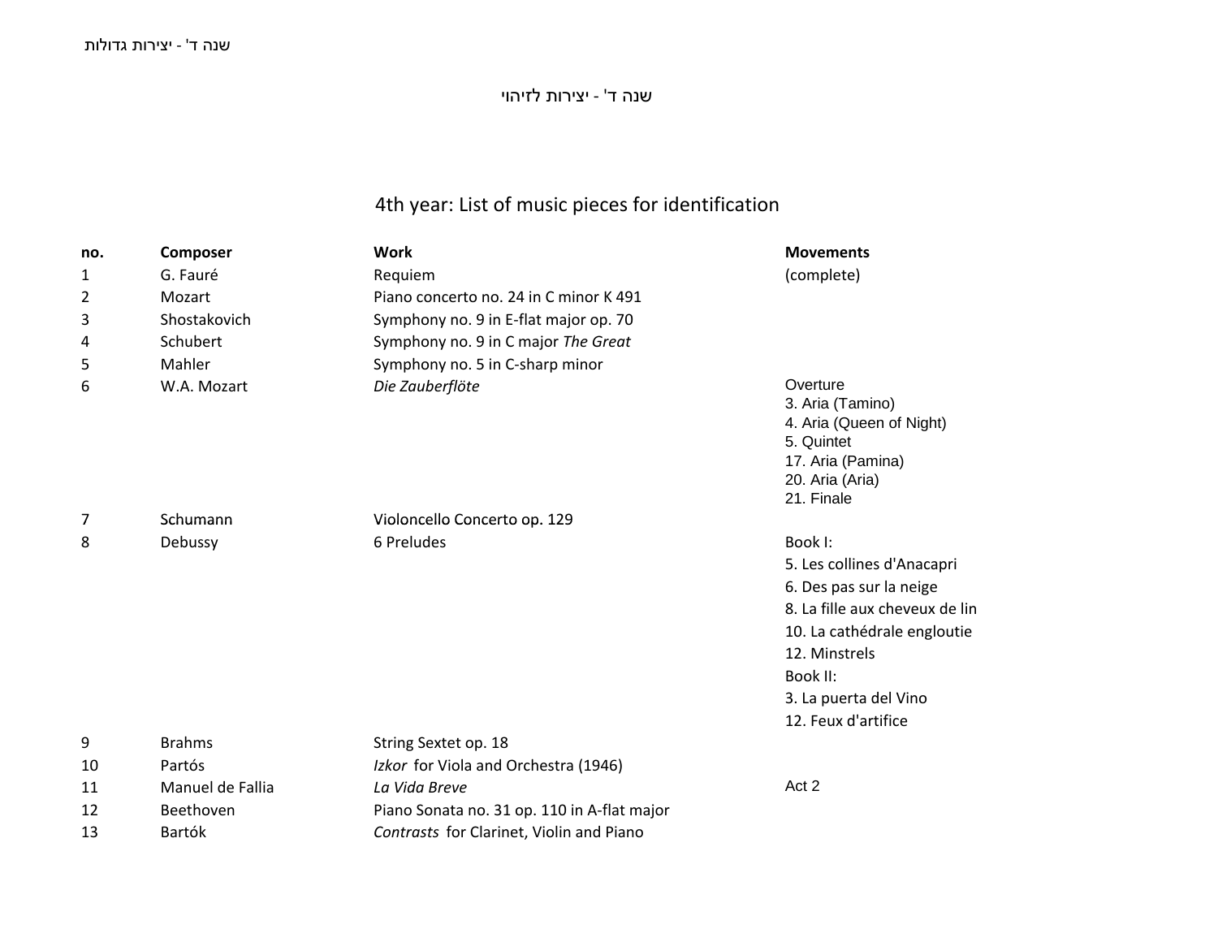שנה ד' - יצירות לזיהוי

# 4th year: List of music pieces for identification

| no. | Composer | Work | Movements |
|---|---|---|---|
| 1 | G. Fauré | Requiem | (complete) |
| 2 | Mozart | Piano concerto no. 24 in C minor K 491 | |
| 3 | Shostakovich | Symphony no. 9 in E-flat major op. 70 | |
| 4 | Schubert | Symphony no. 9 in C major *The Great* | |
| 5 | Mahler | Symphony no. 5 in C-sharp minor | |
| 6 | W.A. Mozart | *Die Zauberflöte* | Overture<br>3. Aria (Tamino)<br>4. Aria (Queen of Night)<br>5. Quintet<br>17. Aria (Pamina)<br>20. Aria (Aria)<br>21. Finale |
| 7 | Schumann | Violoncello Concerto op. 129 | |
| 8 | Debussy | 6 Preludes | Book I:<br>5. Les collines d'Anacapri<br>6. Des pas sur la neige<br>8. La fille aux cheveux de lin<br>10. La cathédrale engloutie<br>12. Minstrels<br>Book II:<br>3. La puerta del Vino<br>12. Feux d'artifice |
| 9 | Brahms | String Sextet op. 18 | |
| 10 | Partós | *Izkor* for Viola and Orchestra (1946) | |
| 11 | Manuel de Fallia | *La Vida Breve* | Act 2 |
| 12 | Beethoven | Piano Sonata no. 31 op. 110 in A-flat major | |
| 13 | Bartók | *Contrasts* for Clarinet, Violin and Piano | |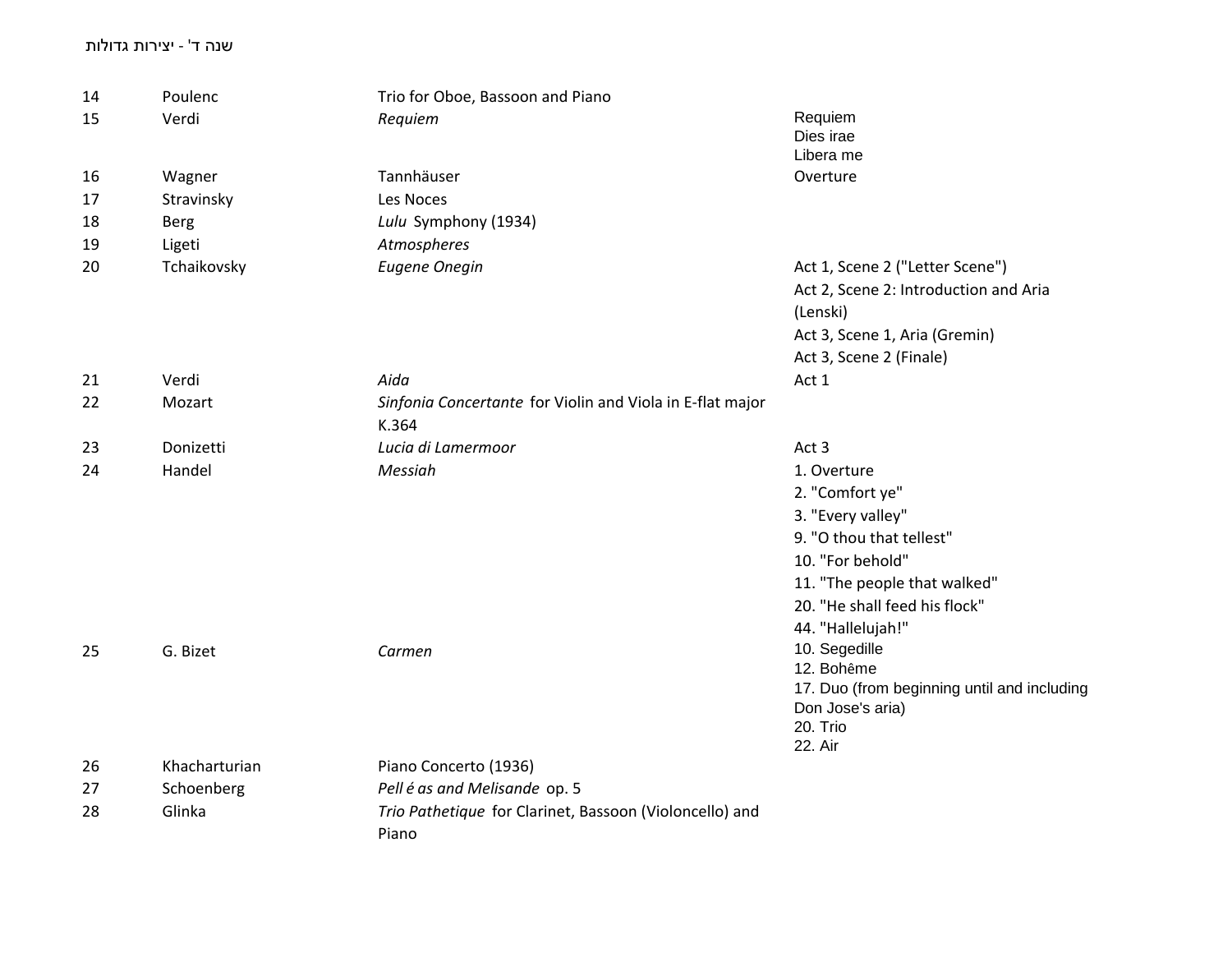שנה ד' - יצירות גדולות

| | | | |
|---|---|---|---|
| 14 | Poulenc | Trio for Oboe, Bassoon and Piano | |
| 15 | Verdi | *Requiem* | Requiem<br>Dies irae<br>Libera me |
| 16 | Wagner | Tannhäuser | Overture |
| 17 | Stravinsky | Les Noces | |
| 18 | Berg | *Lulu* Symphony (1934) | |
| 19 | Ligeti | *Atmospheres* | |
| 20 | Tchaikovsky | *Eugene Onegin* | Act 1, Scene 2 ("Letter Scene")<br>Act 2, Scene 2: Introduction and Aria (Lenski)<br>Act 3, Scene 1, Aria (Gremin)<br>Act 3, Scene 2 (Finale) |
| 21 | Verdi | *Aida* | Act 1 |
| 22 | Mozart | *Sinfonia Concertante* for Violin and Viola in E-flat major K.364 | |
| 23 | Donizetti | *Lucia di Lamermoor* | Act 3 |
| 24 | Handel | *Messiah* | 1. Overture<br>2. "Comfort ye"<br>3. "Every valley"<br>9. "O thou that tellest"<br>10. "For behold"<br>11. "The people that walked"<br>20. "He shall feed his flock"<br>44. "Hallelujah!" |
| 25 | G. Bizet | *Carmen* | 10. Segedille<br>12. Bohême<br>17. Duo (from beginning until and including Don Jose's aria)<br>20. Trio<br>22. Air |
| 26 | Khacharturian | Piano Concerto (1936) | |
| 27 | Schoenberg | *Pell é as and Melisande* op. 5 | |
| 28 | Glinka | *Trio Pathetique* for Clarinet, Bassoon (Violoncello) and Piano | |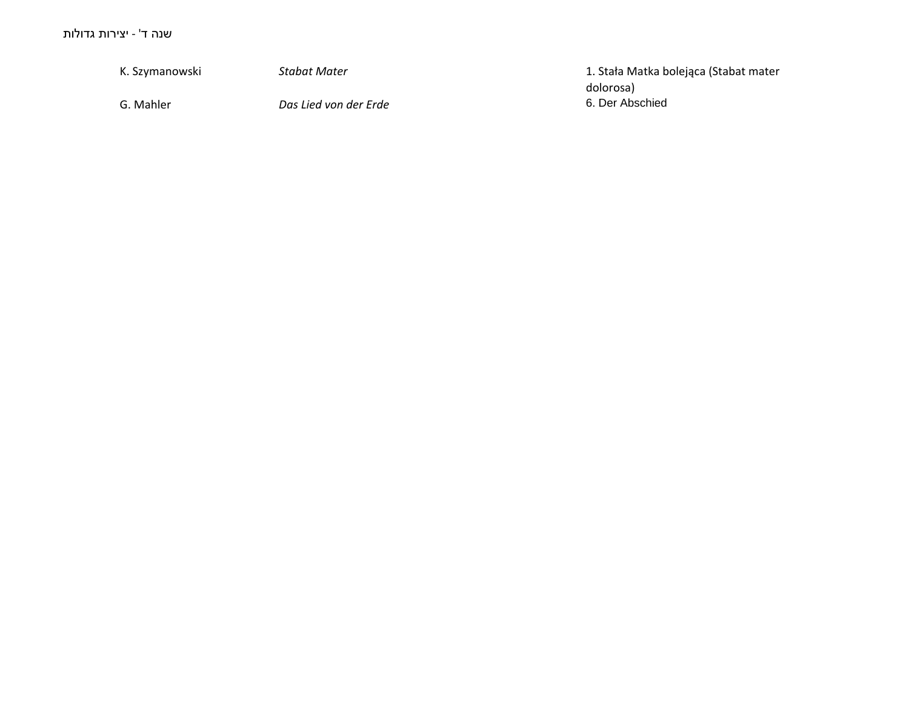שנה ד' - יצירות גדולות

| | | |
|---|---|---|
| K. Szymanowski | *Stabat Mater* | 1. Stała Matka bolejąca (Stabat mater dolorosa) |
| G. Mahler | *Das Lied von der Erde* | 6. Der Abschied |